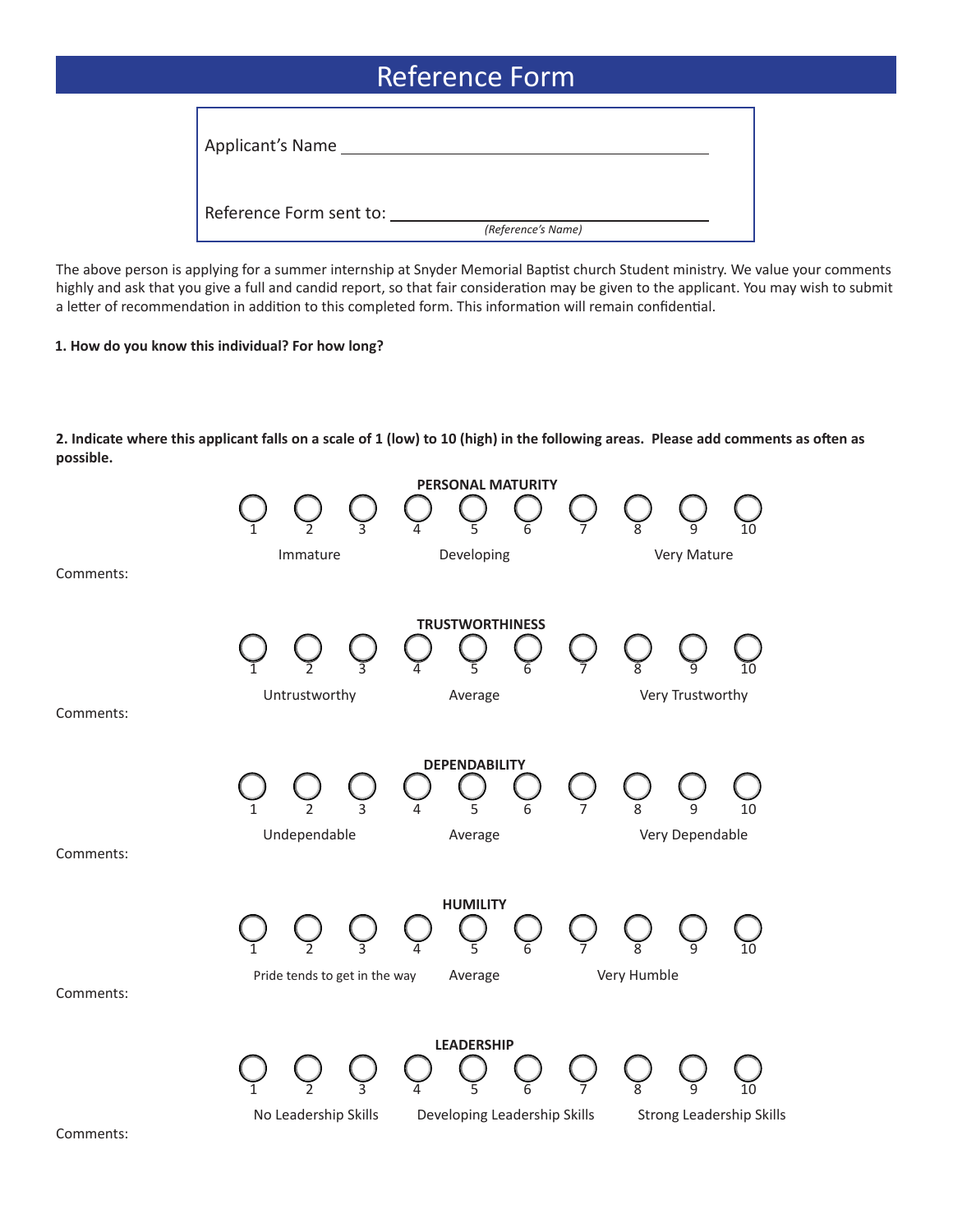# Reference Form

Applicant's Name ______________________________________

Reference Form sent to: ______________________________________
*(Reference's Name)*

The above person is applying for a summer internship at Snyder Memorial Baptist church Student ministry. We value your comments highly and ask that you give a full and candid report, so that fair consideration may be given to the applicant. You may wish to submit a letter of recommendation in addition to this completed form. This information will remain confidential.

**1. How do you know this individual? For how long?**

**2. Indicate where this applicant falls on a scale of 1 (low) to 10 (high) in the following areas. Please add comments as often as possible.**

**PERSONAL MATURITY**

○ 1 ○ 2 ○ 3 ○ 4 ○ 5 ○ 6 ○ 7 ○ 8 ○ 9 ○ 10

Immature    Developing    Very Mature

Comments:

**TRUSTWORTHINESS**

○ 1 ○ 2 ○ 3 ○ 4 ○ 5 ○ 6 ○ 7 ○ 8 ○ 9 ○ 10

Untrustworthy    Average    Very Trustworthy

Comments:

**DEPENDABILITY**

○ 1 ○ 2 ○ 3 ○ 4 ○ 5 ○ 6 ○ 7 ○ 8 ○ 9 ○ 10

Undependable    Average    Very Dependable

Comments:

**HUMILITY**

○ 1 ○ 2 ○ 3 ○ 4 ○ 5 ○ 6 ○ 7 ○ 8 ○ 9 ○ 10

Pride tends to get in the way    Average    Very Humble

Comments:

**LEADERSHIP**

○ 1 ○ 2 ○ 3 ○ 4 ○ 5 ○ 6 ○ 7 ○ 8 ○ 9 ○ 10

No Leadership Skills    Developing Leadership Skills    Strong Leadership Skills

Comments: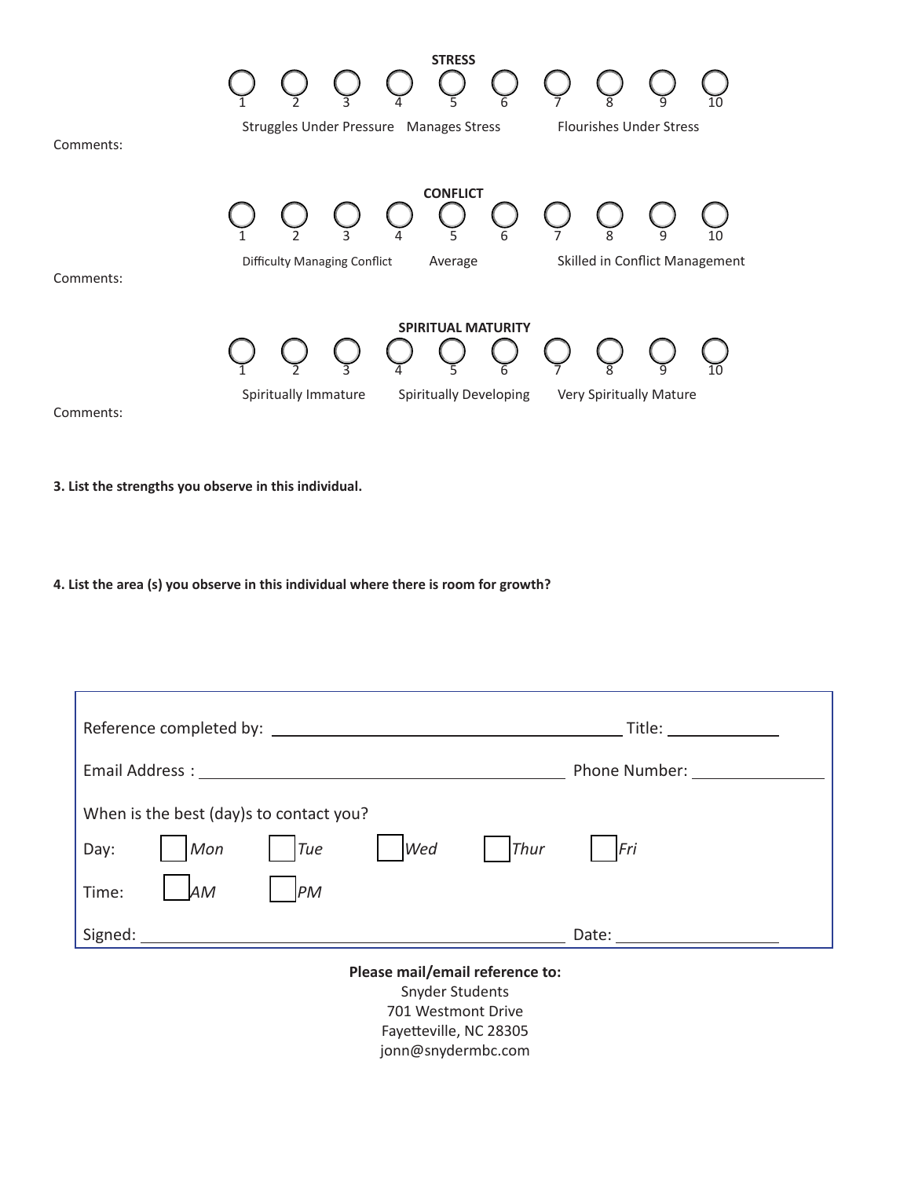**STRESS**

○ 1 ○ 2 ○ 3 ○ 4 ○ 5 ○ 6 ○ 7 ○ 8 ○ 9 ○ 10

Struggles Under Pressure Manages Stress Flourishes Under Stress

Comments:

**CONFLICT**

○ 1 ○ 2 ○ 3 ○ 4 ○ 5 ○ 6 ○ 7 ○ 8 ○ 9 ○ 10

Difficulty Managing Conflict Average Skilled in Conflict Management

Comments:

**SPIRITUAL MATURITY**

○ 1 ○ 2 ○ 3 ○ 4 ○ 5 ○ 6 ○ 7 ○ 8 ○ 9 ○ 10

Spiritually Immature Spiritually Developing Very Spiritually Mature

Comments:

**3. List the strengths you observe in this individual.**

**4. List the area (s) you observe in this individual where there is room for growth?**

Reference completed by: ______________________________ Title: __________

Email Address : ______________________________ Phone Number: __________

When is the best (day)s to contact you?

Day: ☐ *Mon* ☐ *Tue* ☐ *Wed* ☐ *Thur* ☐ *Fri*

Time: ☐ *AM* ☐ *PM*

Signed: ______________________________ Date: __________

**Please mail/email reference to:**
Snyder Students
701 Westmont Drive
Fayetteville, NC 28305
jonn@snydermbc.com